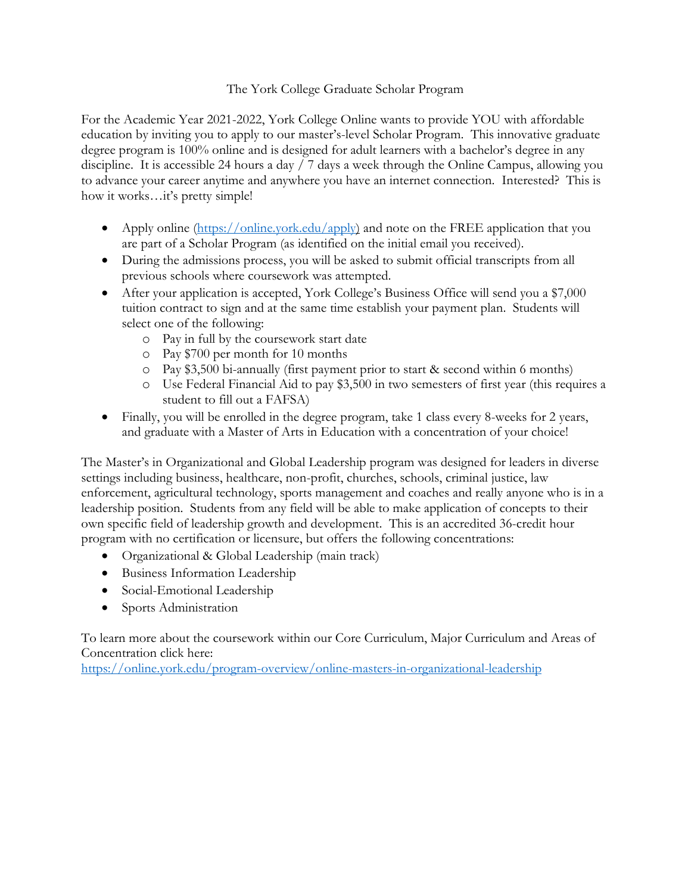# The York College Graduate Scholar Program

For the Academic Year 2021-2022, York College Online wants to provide YOU with affordable education by inviting you to apply to our master's-level Scholar Program. This innovative graduate degree program is 100% online and is designed for adult learners with a bachelor's degree in any discipline. It is accessible 24 hours a day / 7 days a week through the Online Campus, allowing you to advance your career anytime and anywhere you have an internet connection. Interested? This is how it works…it's pretty simple!

- Apply online (https://online.york.edu/apply) and note on the FREE application that you are part of a Scholar Program (as identified on the initial email you received).
- During the admissions process, you will be asked to submit official transcripts from all previous schools where coursework was attempted.
- After your application is accepted, York College's Business Office will send you a $7,000 tuition contract to sign and at the same time establish your payment plan. Students will select one of the following:
  - Pay in full by the coursework start date
  - Pay $700 per month for 10 months
  - Pay $3,500 bi-annually (first payment prior to start & second within 6 months)
  - Use Federal Financial Aid to pay $3,500 in two semesters of first year (this requires a student to fill out a FAFSA)
- Finally, you will be enrolled in the degree program, take 1 class every 8-weeks for 2 years, and graduate with a Master of Arts in Education with a concentration of your choice!

The Master's in Organizational and Global Leadership program was designed for leaders in diverse settings including business, healthcare, non-profit, churches, schools, criminal justice, law enforcement, agricultural technology, sports management and coaches and really anyone who is in a leadership position. Students from any field will be able to make application of concepts to their own specific field of leadership growth and development. This is an accredited 36-credit hour program with no certification or licensure, but offers the following concentrations:

- Organizational & Global Leadership (main track)
- Business Information Leadership
- Social-Emotional Leadership
- Sports Administration

To learn more about the coursework within our Core Curriculum, Major Curriculum and Areas of Concentration click here:
https://online.york.edu/program-overview/online-masters-in-organizational-leadership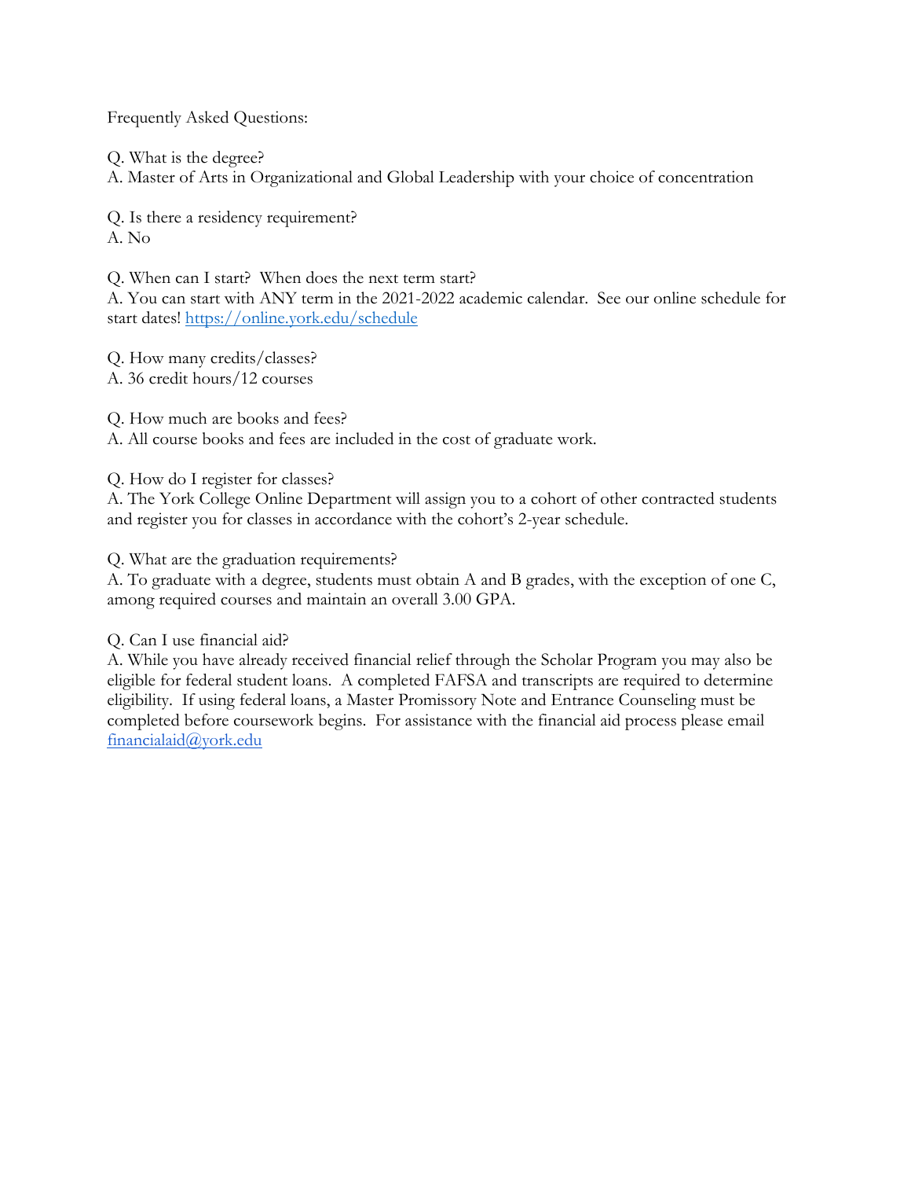Frequently Asked Questions:

Q. What is the degree?
A. Master of Arts in Organizational and Global Leadership with your choice of concentration

Q. Is there a residency requirement?
A. No

Q. When can I start? When does the next term start?
A. You can start with ANY term in the 2021-2022 academic calendar. See our online schedule for start dates! https://online.york.edu/schedule

Q. How many credits/classes?
A. 36 credit hours/12 courses

Q. How much are books and fees?
A. All course books and fees are included in the cost of graduate work.

Q. How do I register for classes?
A. The York College Online Department will assign you to a cohort of other contracted students and register you for classes in accordance with the cohort's 2-year schedule.

Q. What are the graduation requirements?
A. To graduate with a degree, students must obtain A and B grades, with the exception of one C, among required courses and maintain an overall 3.00 GPA.

Q. Can I use financial aid?
A. While you have already received financial relief through the Scholar Program you may also be eligible for federal student loans. A completed FAFSA and transcripts are required to determine eligibility. If using federal loans, a Master Promissory Note and Entrance Counseling must be completed before coursework begins. For assistance with the financial aid process please email financialaid@york.edu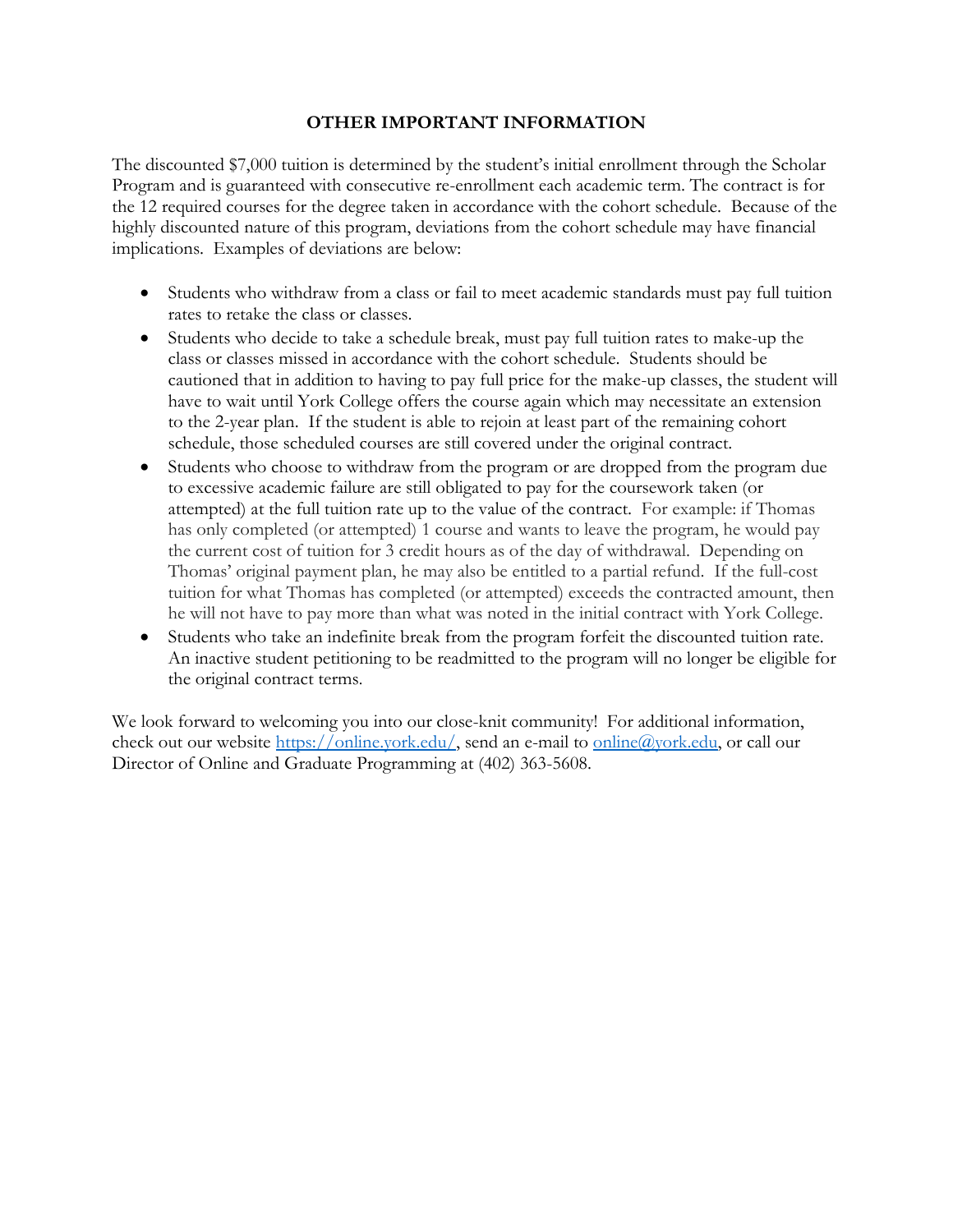## OTHER IMPORTANT INFORMATION

The discounted $7,000 tuition is determined by the student's initial enrollment through the Scholar Program and is guaranteed with consecutive re-enrollment each academic term. The contract is for the 12 required courses for the degree taken in accordance with the cohort schedule. Because of the highly discounted nature of this program, deviations from the cohort schedule may have financial implications. Examples of deviations are below:

- Students who withdraw from a class or fail to meet academic standards must pay full tuition rates to retake the class or classes.
- Students who decide to take a schedule break, must pay full tuition rates to make-up the class or classes missed in accordance with the cohort schedule. Students should be cautioned that in addition to having to pay full price for the make-up classes, the student will have to wait until York College offers the course again which may necessitate an extension to the 2-year plan. If the student is able to rejoin at least part of the remaining cohort schedule, those scheduled courses are still covered under the original contract.
- Students who choose to withdraw from the program or are dropped from the program due to excessive academic failure are still obligated to pay for the coursework taken (or attempted) at the full tuition rate up to the value of the contract. For example: if Thomas has only completed (or attempted) 1 course and wants to leave the program, he would pay the current cost of tuition for 3 credit hours as of the day of withdrawal. Depending on Thomas' original payment plan, he may also be entitled to a partial refund. If the full-cost tuition for what Thomas has completed (or attempted) exceeds the contracted amount, then he will not have to pay more than what was noted in the initial contract with York College.
- Students who take an indefinite break from the program forfeit the discounted tuition rate. An inactive student petitioning to be readmitted to the program will no longer be eligible for the original contract terms.

We look forward to welcoming you into our close-knit community! For additional information, check out our website [https://online.york.edu/](https://online.york.edu/), send an e-mail to [online@york.edu](mailto:online@york.edu), or call our Director of Online and Graduate Programming at (402) 363-5608.